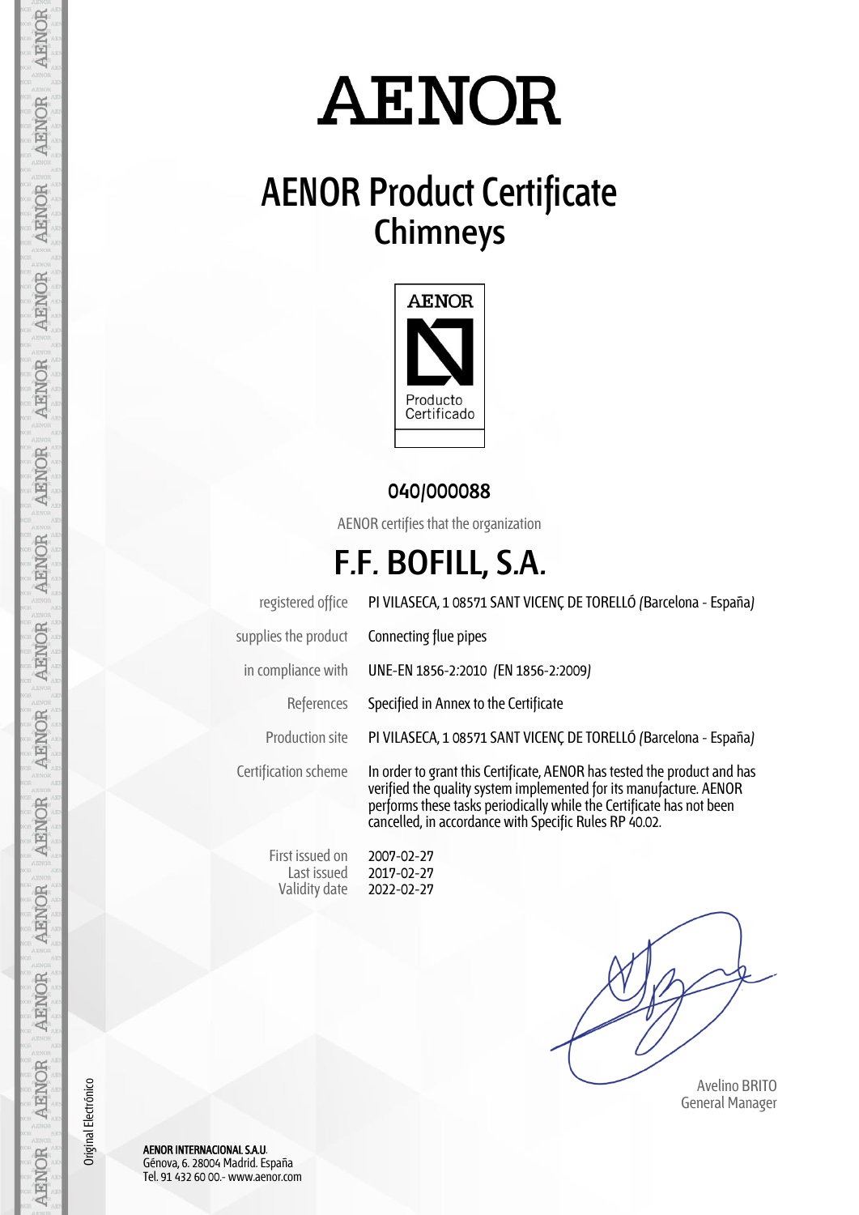# AENOR

## AENOR Product Certificate
## Chimneys

AENOR

Producto Certificado

**040/000088**

AENOR certifies that the organization

# F.F. BOFILL, S.A.

| | |
|---|---|
| registered office | PI VILASECA, 1 08571 SANT VICENÇ DE TORELLÓ (Barcelona - España) |
| supplies the product | Connecting flue pipes |
| in compliance with | UNE-EN 1856-2:2010 (EN 1856-2:2009) |
| References | Specified in Annex to the Certificate |
| Production site | PI VILASECA, 1 08571 SANT VICENÇ DE TORELLÓ (Barcelona - España) |
| Certification scheme | In order to grant this Certificate, AENOR has tested the product and has verified the quality system implemented for its manufacture. AENOR performs these tasks periodically while the Certificate has not been cancelled, in accordance with Specific Rules RP 40.02. |

| | |
|---|---|
| First issued on | 2007-02-27 |
| Last issued | 2017-02-27 |
| Validity date | 2022-02-27 |

Avelino BRITO
General Manager

Original Electrónico

**AENOR INTERNACIONAL S.A.U.**
Génova, 6. 28004 Madrid. España
Tel. 91 432 60 00.- www.aenor.com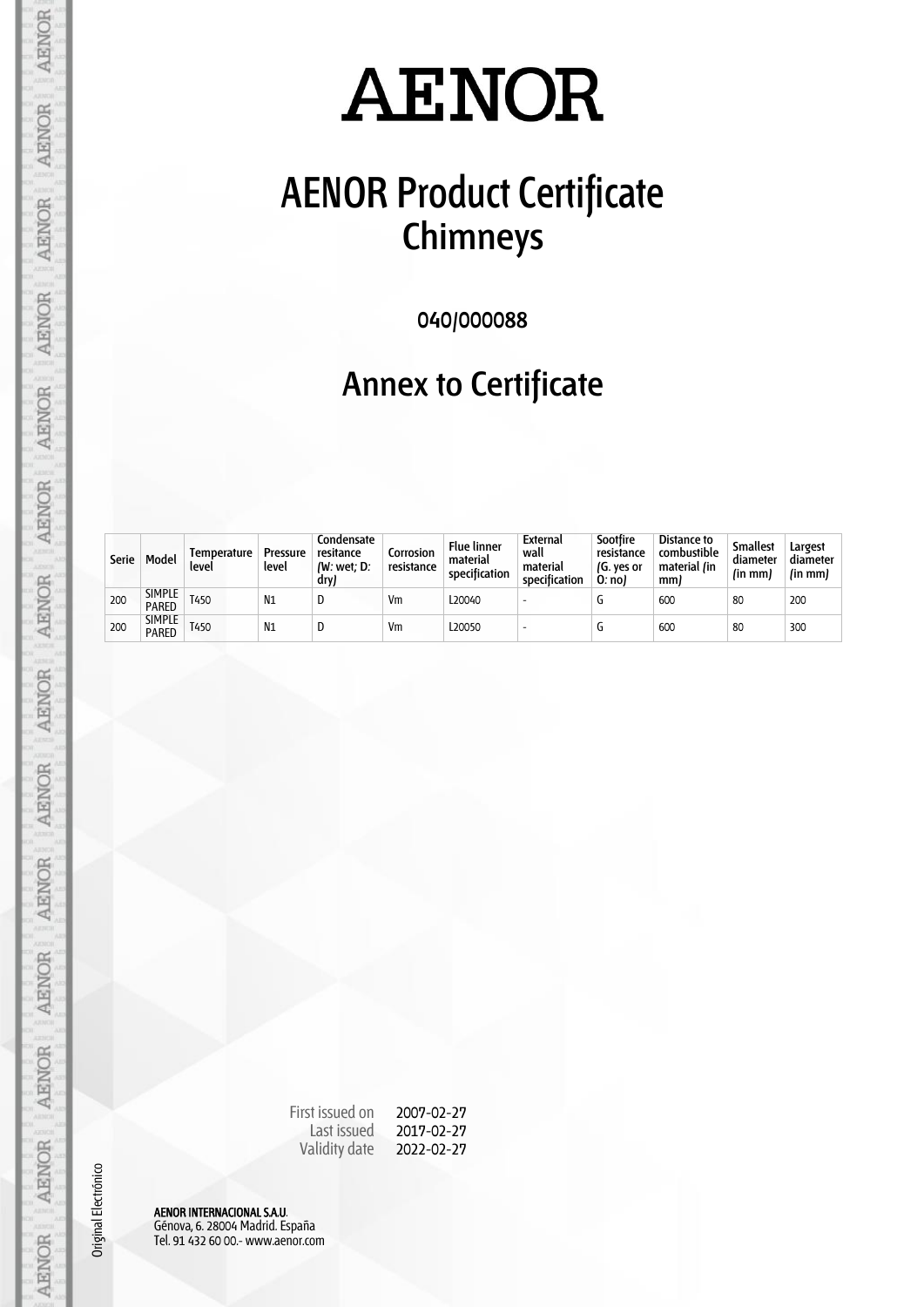# AENOR

# AENOR Product Certificate
## Chimneys

040/000088

## Annex to Certificate

| Serie | Model | Temperature level | Pressure level | Condensate resitance (W: wet; D: dry) | Corrosion resistance | Flue linner material specification | External wall material specification | Sootfire resistance (G. yes or O: no) | Distance to combustible material (in mm) | Smallest diameter (in mm) | Largest diameter (in mm) |
|---|---|---|---|---|---|---|---|---|---|---|---|
| 200 | SIMPLE PARED | T450 | N1 | D | Vm | L20040 | - | G | 600 | 80 | 200 |
| 200 | SIMPLE PARED | T450 | N1 | D | Vm | L20050 | - | G | 600 | 80 | 300 |

First issued on 2007-02-27
Last issued 2017-02-27
Validity date 2022-02-27

Original Electrónico

**AENOR INTERNACIONAL S.A.U.**
Génova, 6. 28004 Madrid. España
Tel. 91 432 60 00.- www.aenor.com